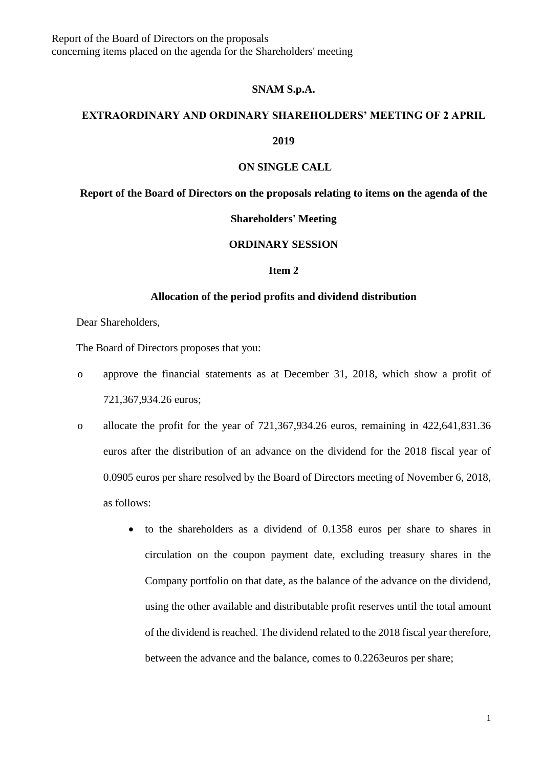**SNAM S.p.A.**

**EXTRAORDINARY AND ORDINARY SHAREHOLDERS' MEETING OF 2 APRIL 2019**

**ON SINGLE CALL**

**Report of the Board of Directors on the proposals relating to items on the agenda of the Shareholders' Meeting**

**ORDINARY SESSION**

**Item 2**

**Allocation of the period profits and dividend distribution**

Dear Shareholders,

The Board of Directors proposes that you:

- approve the financial statements as at December 31, 2018, which show a profit of 721,367,934.26 euros;
- allocate the profit for the year of 721,367,934.26 euros, remaining in 422,641,831.36 euros after the distribution of an advance on the dividend for the 2018 fiscal year of 0.0905 euros per share resolved by the Board of Directors meeting of November 6, 2018, as follows:
  - to the shareholders as a dividend of 0.1358 euros per share to shares in circulation on the coupon payment date, excluding treasury shares in the Company portfolio on that date, as the balance of the advance on the dividend, using the other available and distributable profit reserves until the total amount of the dividend is reached. The dividend related to the 2018 fiscal year therefore, between the advance and the balance, comes to 0.2263euros per share;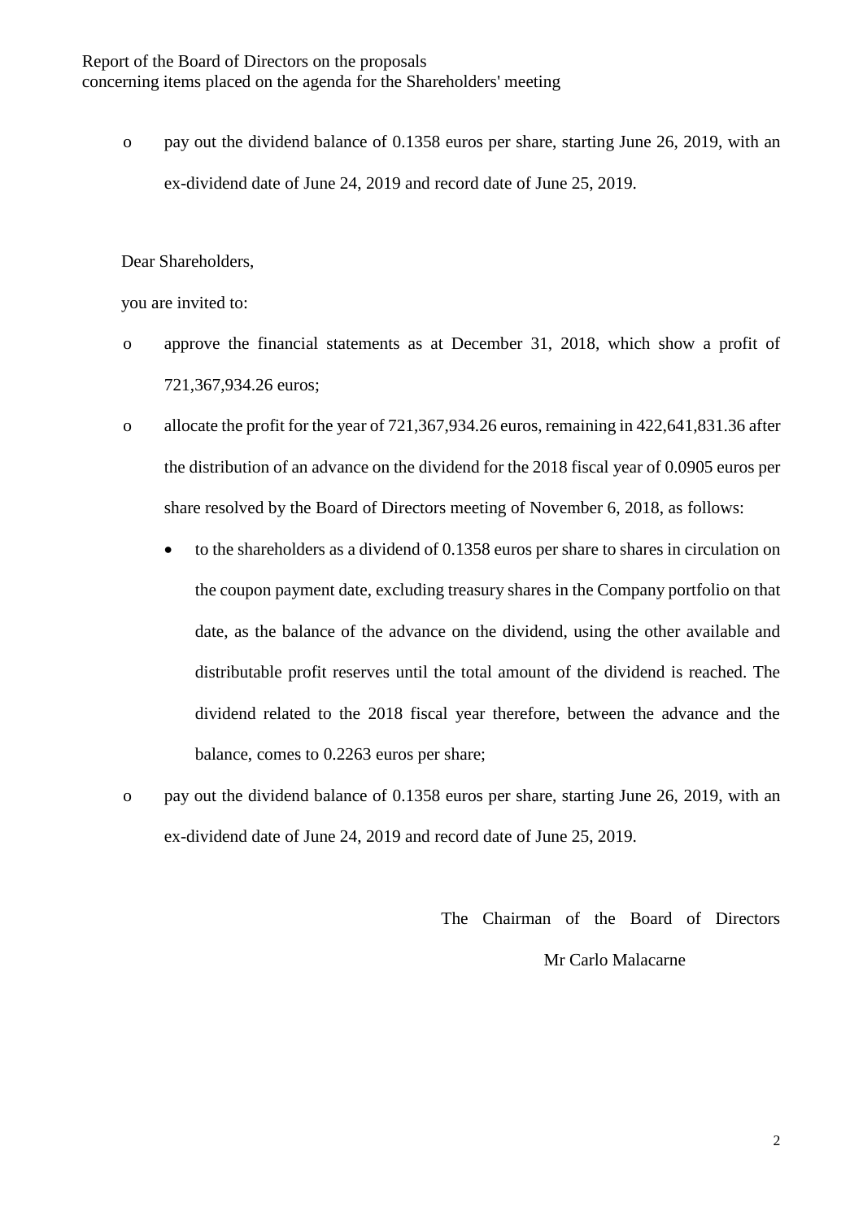- pay out the dividend balance of 0.1358 euros per share, starting June 26, 2019, with an ex-dividend date of June 24, 2019 and record date of June 25, 2019.

Dear Shareholders,

you are invited to:

- approve the financial statements as at December 31, 2018, which show a profit of 721,367,934.26 euros;
- allocate the profit for the year of 721,367,934.26 euros, remaining in 422,641,831.36 after the distribution of an advance on the dividend for the 2018 fiscal year of 0.0905 euros per share resolved by the Board of Directors meeting of November 6, 2018, as follows:
  - to the shareholders as a dividend of 0.1358 euros per share to shares in circulation on the coupon payment date, excluding treasury shares in the Company portfolio on that date, as the balance of the advance on the dividend, using the other available and distributable profit reserves until the total amount of the dividend is reached. The dividend related to the 2018 fiscal year therefore, between the advance and the balance, comes to 0.2263 euros per share;
- pay out the dividend balance of 0.1358 euros per share, starting June 26, 2019, with an ex-dividend date of June 24, 2019 and record date of June 25, 2019.

The Chairman of the Board of Directors

Mr Carlo Malacarne